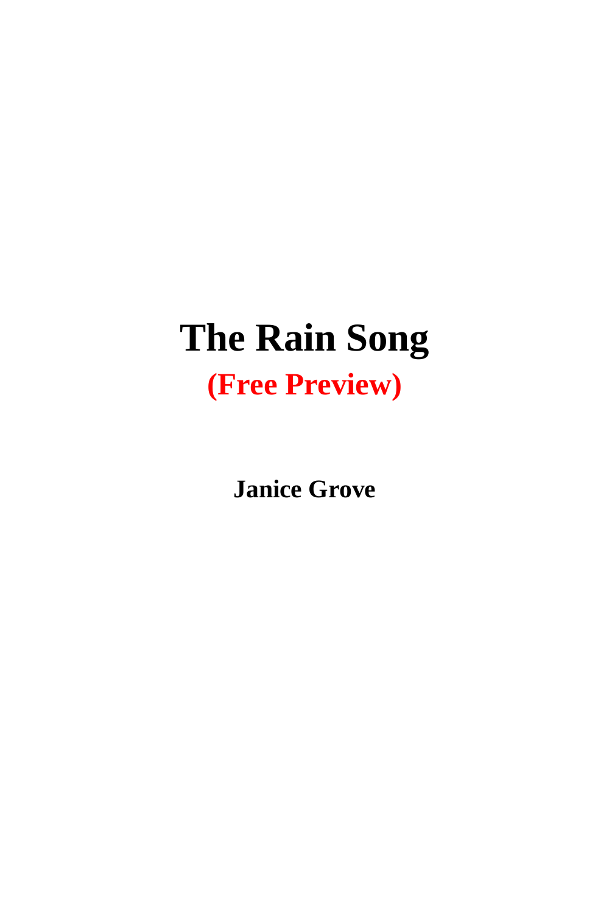# The Rain Song

**(Free Preview)**

**Janice Grove**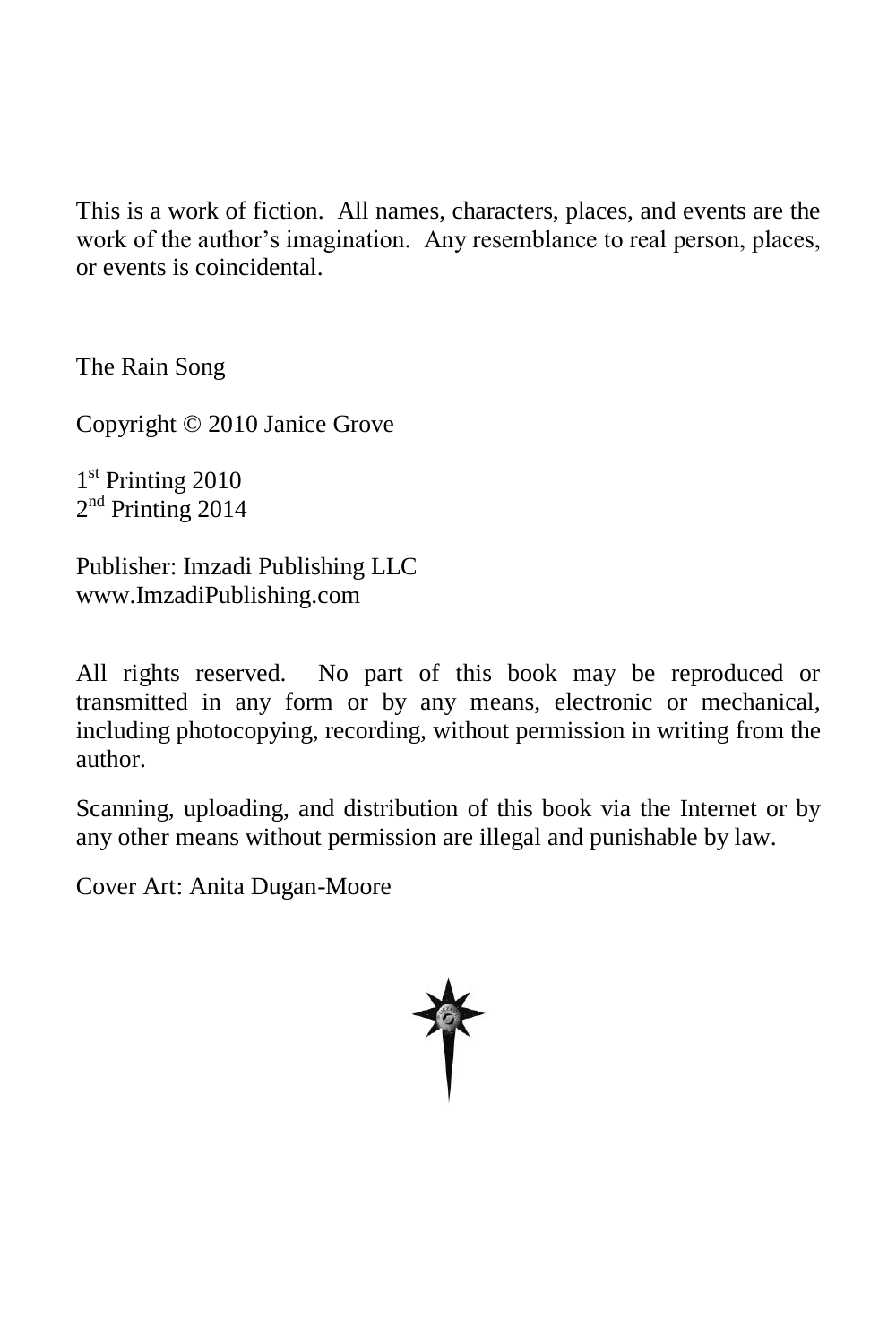This is a work of fiction. All names, characters, places, and events are the work of the author's imagination. Any resemblance to real person, places, or events is coincidental.

The Rain Song

Copyright © 2010 Janice Grove

1st Printing 2010
2nd Printing 2014

Publisher: Imzadi Publishing LLC
www.ImzadiPublishing.com

All rights reserved. No part of this book may be reproduced or transmitted in any form or by any means, electronic or mechanical, including photocopying, recording, without permission in writing from the author.

Scanning, uploading, and distribution of this book via the Internet or by any other means without permission are illegal and punishable by law.

Cover Art: Anita Dugan-Moore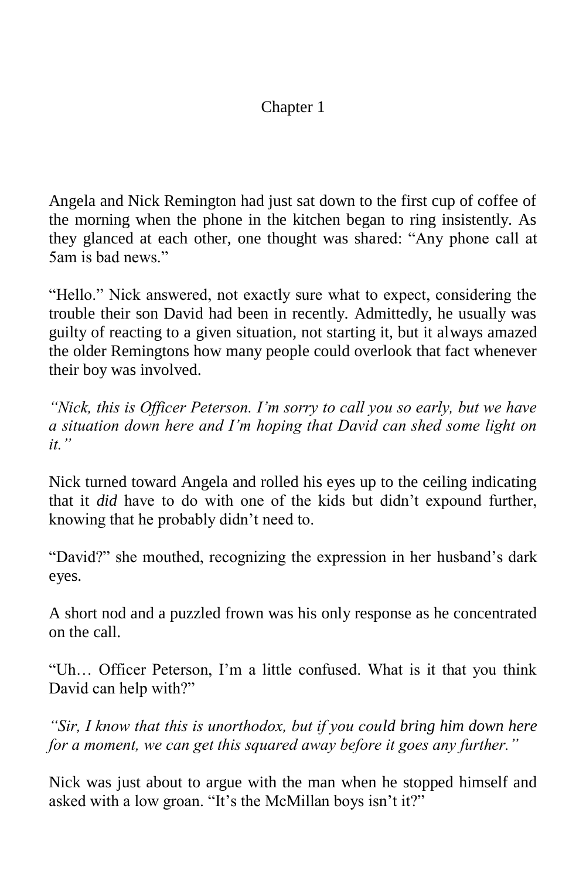# Chapter 1

Angela and Nick Remington had just sat down to the first cup of coffee of the morning when the phone in the kitchen began to ring insistently. As they glanced at each other, one thought was shared: "Any phone call at 5am is bad news."

"Hello." Nick answered, not exactly sure what to expect, considering the trouble their son David had been in recently. Admittedly, he usually was guilty of reacting to a given situation, not starting it, but it always amazed the older Remingtons how many people could overlook that fact whenever their boy was involved.

*"Nick, this is Officer Peterson. I'm sorry to call you so early, but we have a situation down here and I'm hoping that David can shed some light on it."*

Nick turned toward Angela and rolled his eyes up to the ceiling indicating that it *did* have to do with one of the kids but didn't expound further, knowing that he probably didn't need to.

"David?" she mouthed, recognizing the expression in her husband's dark eyes.

A short nod and a puzzled frown was his only response as he concentrated on the call.

"Uh… Officer Peterson, I'm a little confused. What is it that you think David can help with?"

*"Sir, I know that this is unorthodox, but if you could bring him down here for a moment, we can get this squared away before it goes any further."*

Nick was just about to argue with the man when he stopped himself and asked with a low groan. "It's the McMillan boys isn't it?"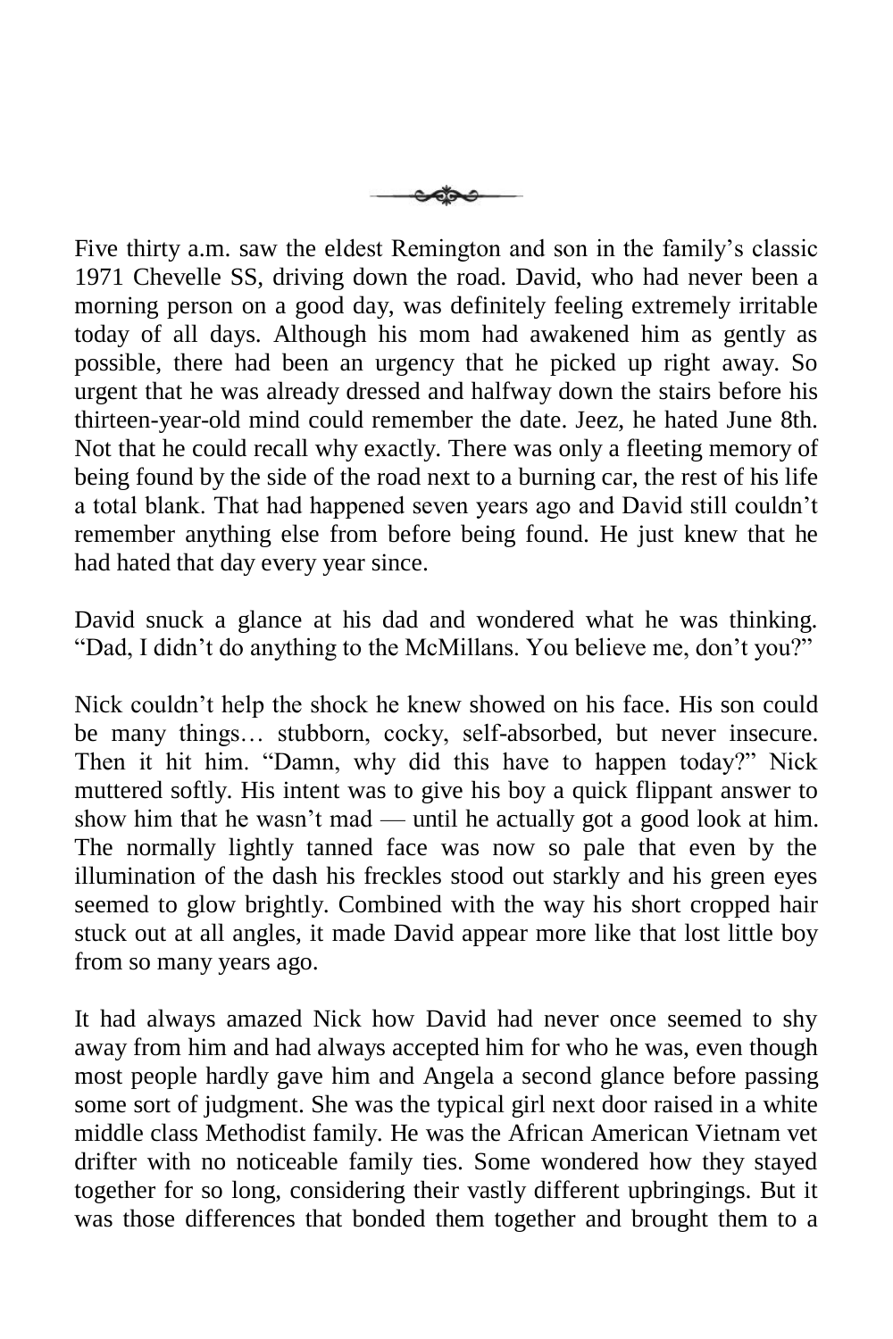Five thirty a.m. saw the eldest Remington and son in the family's classic 1971 Chevelle SS, driving down the road. David, who had never been a morning person on a good day, was definitely feeling extremely irritable today of all days. Although his mom had awakened him as gently as possible, there had been an urgency that he picked up right away. So urgent that he was already dressed and halfway down the stairs before his thirteen-year-old mind could remember the date. Jeez, he hated June 8th. Not that he could recall why exactly. There was only a fleeting memory of being found by the side of the road next to a burning car, the rest of his life a total blank. That had happened seven years ago and David still couldn't remember anything else from before being found. He just knew that he had hated that day every year since.

David snuck a glance at his dad and wondered what he was thinking. "Dad, I didn't do anything to the McMillans. You believe me, don't you?"

Nick couldn't help the shock he knew showed on his face. His son could be many things… stubborn, cocky, self-absorbed, but never insecure. Then it hit him. "Damn, why did this have to happen today?" Nick muttered softly. His intent was to give his boy a quick flippant answer to show him that he wasn't mad — until he actually got a good look at him. The normally lightly tanned face was now so pale that even by the illumination of the dash his freckles stood out starkly and his green eyes seemed to glow brightly. Combined with the way his short cropped hair stuck out at all angles, it made David appear more like that lost little boy from so many years ago.

It had always amazed Nick how David had never once seemed to shy away from him and had always accepted him for who he was, even though most people hardly gave him and Angela a second glance before passing some sort of judgment. She was the typical girl next door raised in a white middle class Methodist family. He was the African American Vietnam vet drifter with no noticeable family ties. Some wondered how they stayed together for so long, considering their vastly different upbringings. But it was those differences that bonded them together and brought them to a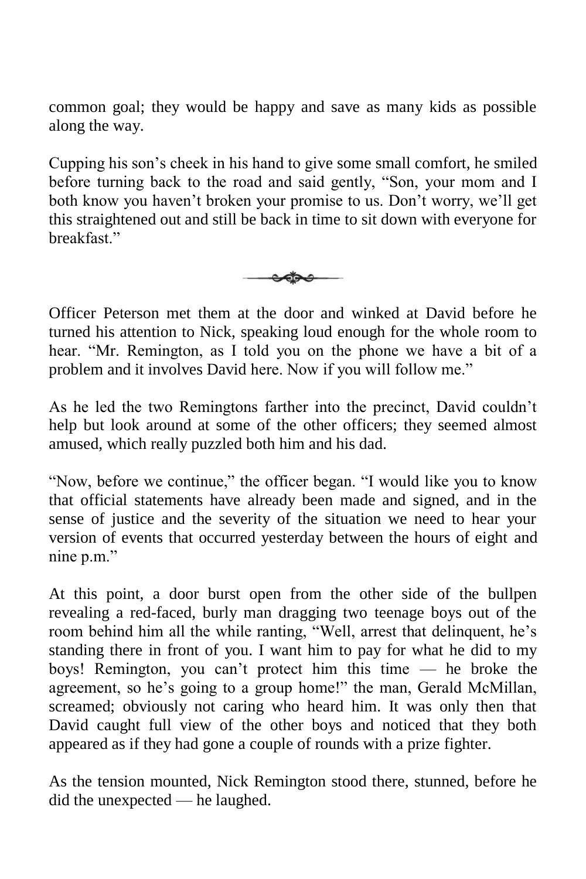common goal; they would be happy and save as many kids as possible along the way.

Cupping his son's cheek in his hand to give some small comfort, he smiled before turning back to the road and said gently, "Son, your mom and I both know you haven't broken your promise to us. Don't worry, we'll get this straightened out and still be back in time to sit down with everyone for breakfast."

---

Officer Peterson met them at the door and winked at David before he turned his attention to Nick, speaking loud enough for the whole room to hear. "Mr. Remington, as I told you on the phone we have a bit of a problem and it involves David here. Now if you will follow me."

As he led the two Remingtons farther into the precinct, David couldn't help but look around at some of the other officers; they seemed almost amused, which really puzzled both him and his dad.

"Now, before we continue," the officer began. "I would like you to know that official statements have already been made and signed, and in the sense of justice and the severity of the situation we need to hear your version of events that occurred yesterday between the hours of eight and nine p.m."

At this point, a door burst open from the other side of the bullpen revealing a red-faced, burly man dragging two teenage boys out of the room behind him all the while ranting, "Well, arrest that delinquent, he's standing there in front of you. I want him to pay for what he did to my boys! Remington, you can't protect him this time — he broke the agreement, so he's going to a group home!" the man, Gerald McMillan, screamed; obviously not caring who heard him. It was only then that David caught full view of the other boys and noticed that they both appeared as if they had gone a couple of rounds with a prize fighter.

As the tension mounted, Nick Remington stood there, stunned, before he did the unexpected — he laughed.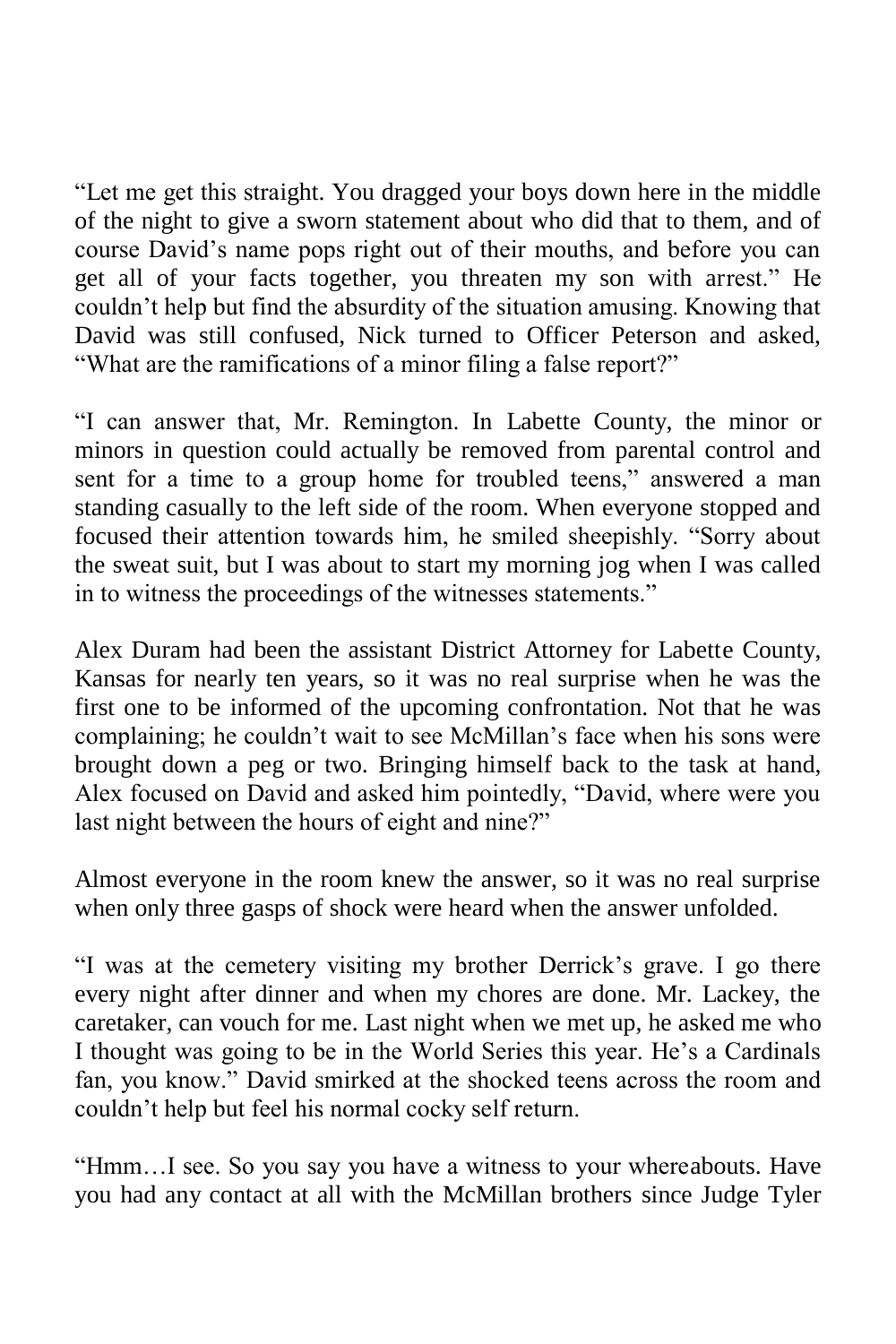"Let me get this straight. You dragged your boys down here in the middle of the night to give a sworn statement about who did that to them, and of course David's name pops right out of their mouths, and before you can get all of your facts together, you threaten my son with arrest." He couldn't help but find the absurdity of the situation amusing. Knowing that David was still confused, Nick turned to Officer Peterson and asked, "What are the ramifications of a minor filing a false report?"

"I can answer that, Mr. Remington. In Labette County, the minor or minors in question could actually be removed from parental control and sent for a time to a group home for troubled teens," answered a man standing casually to the left side of the room. When everyone stopped and focused their attention towards him, he smiled sheepishly. "Sorry about the sweat suit, but I was about to start my morning jog when I was called in to witness the proceedings of the witnesses statements."

Alex Duram had been the assistant District Attorney for Labette County, Kansas for nearly ten years, so it was no real surprise when he was the first one to be informed of the upcoming confrontation. Not that he was complaining; he couldn't wait to see McMillan's face when his sons were brought down a peg or two. Bringing himself back to the task at hand, Alex focused on David and asked him pointedly, "David, where were you last night between the hours of eight and nine?"

Almost everyone in the room knew the answer, so it was no real surprise when only three gasps of shock were heard when the answer unfolded.

"I was at the cemetery visiting my brother Derrick's grave. I go there every night after dinner and when my chores are done. Mr. Lackey, the caretaker, can vouch for me. Last night when we met up, he asked me who I thought was going to be in the World Series this year. He's a Cardinals fan, you know." David smirked at the shocked teens across the room and couldn't help but feel his normal cocky self return.

"Hmm…I see. So you say you have a witness to your whereabouts. Have you had any contact at all with the McMillan brothers since Judge Tyler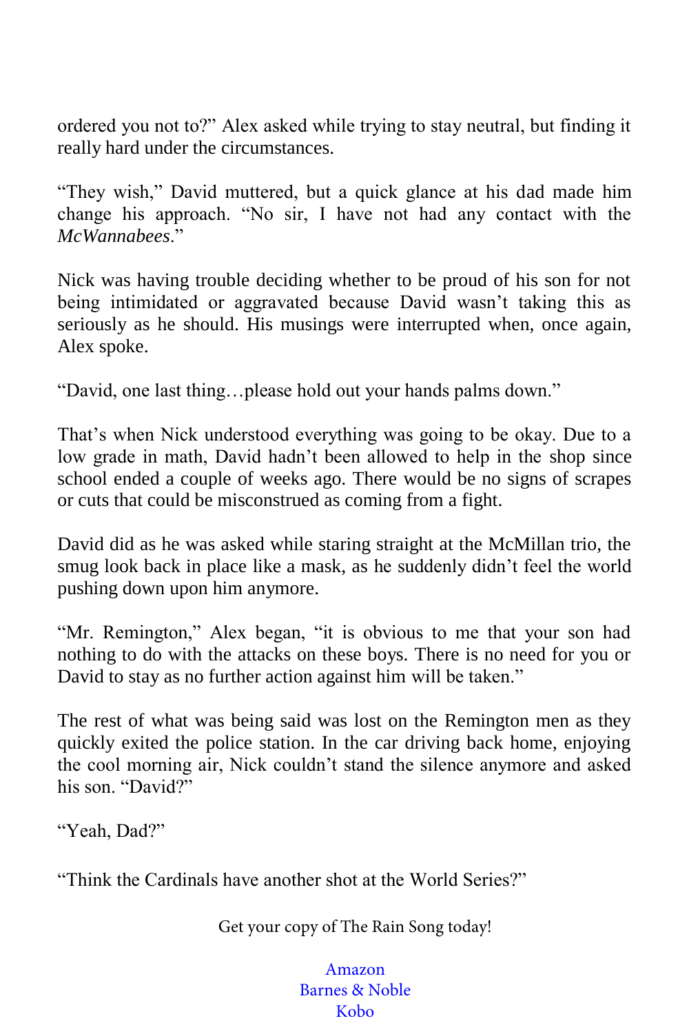ordered you not to?” Alex asked while trying to stay neutral, but finding it really hard under the circumstances.

“They wish,” David muttered, but a quick glance at his dad made him change his approach. “No sir, I have not had any contact with the *McWannabees*.”

Nick was having trouble deciding whether to be proud of his son for not being intimidated or aggravated because David wasn’t taking this as seriously as he should. His musings were interrupted when, once again, Alex spoke.

“David, one last thing…please hold out your hands palms down.”

That’s when Nick understood everything was going to be okay. Due to a low grade in math, David hadn’t been allowed to help in the shop since school ended a couple of weeks ago. There would be no signs of scrapes or cuts that could be misconstrued as coming from a fight.

David did as he was asked while staring straight at the McMillan trio, the smug look back in place like a mask, as he suddenly didn’t feel the world pushing down upon him anymore.

“Mr. Remington,” Alex began, “it is obvious to me that your son had nothing to do with the attacks on these boys. There is no need for you or David to stay as no further action against him will be taken.”

The rest of what was being said was lost on the Remington men as they quickly exited the police station. In the car driving back home, enjoying the cool morning air, Nick couldn’t stand the silence anymore and asked his son. “David?”

“Yeah, Dad?”

“Think the Cardinals have another shot at the World Series?”

Get your copy of The Rain Song today!

Amazon
Barnes & Noble
Kobo